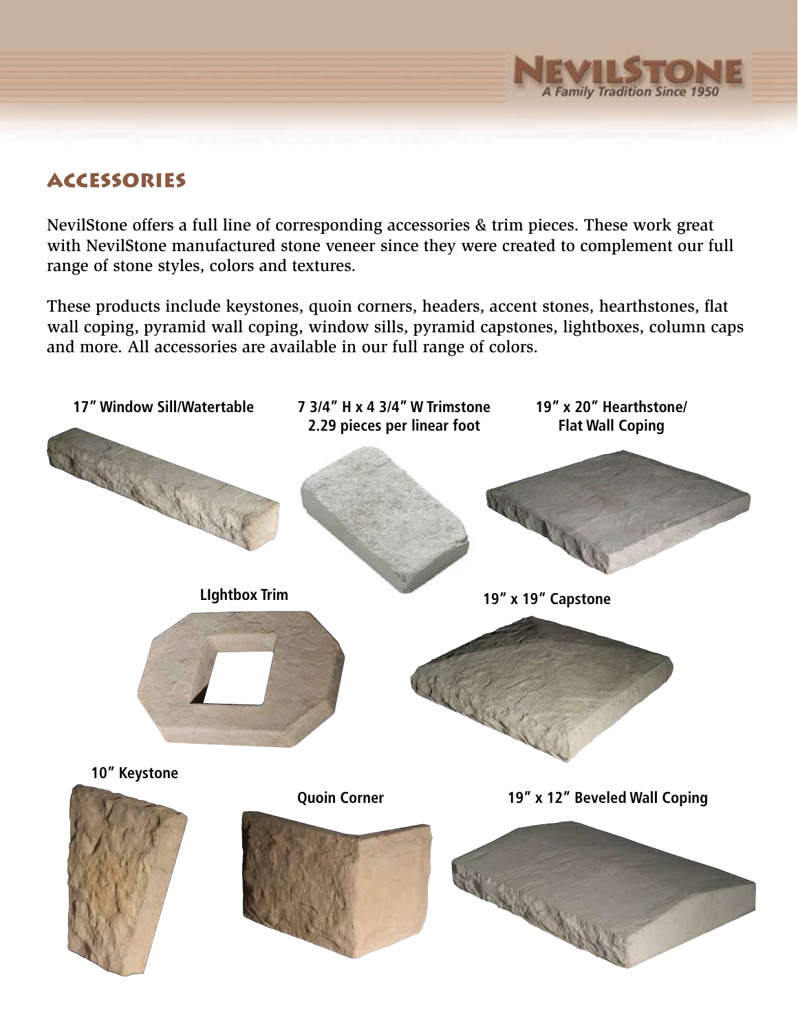NEVILSTONE
*A Family Tradition Since 1950*

## ACCESSORIES

NevilStone offers a full line of corresponding accessories & trim pieces. These work great with NevilStone manufactured stone veneer since they were created to complement our full range of stone styles, colors and textures.

These products include keystones, quoin corners, headers, accent stones, hearthstones, flat wall coping, pyramid wall coping, window sills, pyramid capstones, lightboxes, column caps and more. All accessories are available in our full range of colors.

**17" Window Sill/Watertable**

**7 3/4" H x 4 3/4" W Trimstone**
**2.29 pieces per linear foot**

**19" x 20" Hearthstone/ Flat Wall Coping**

**LIghtbox Trim**

**19" x 19" Capstone**

**10" Keystone**

**Quoin Corner**

**19" x 12" Beveled Wall Coping**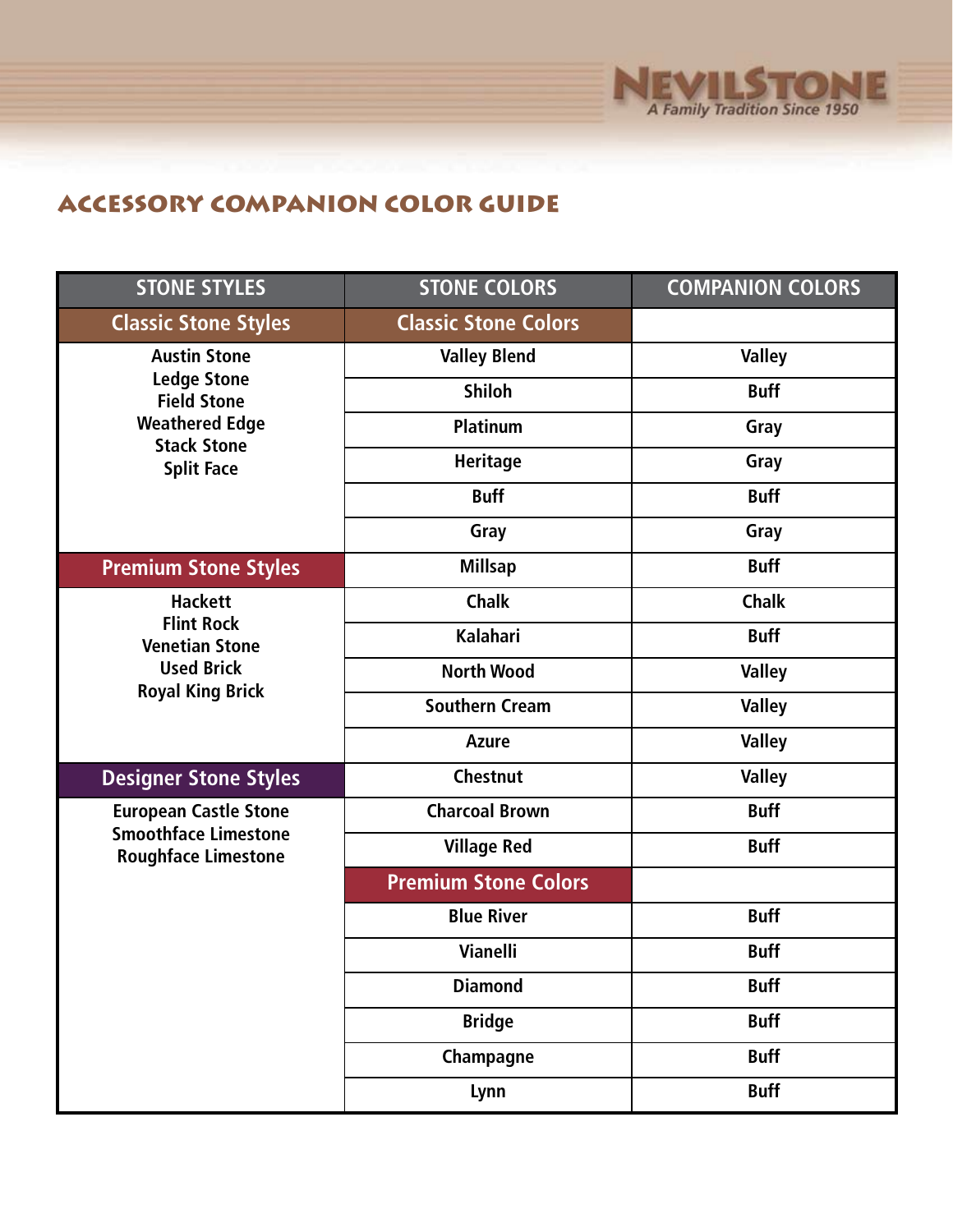## ACCESSORY COMPANION COLOR GUIDE

| STONE STYLES | STONE COLORS | COMPANION COLORS |
|---|---|---|
| **Classic Stone Styles** | **Classic Stone Colors** | |
| Austin Stone<br>Ledge Stone<br>Field Stone<br>Weathered Edge<br>Stack Stone<br>Split Face | Valley Blend | Valley |
| | Shiloh | Buff |
| | Platinum | Gray |
| | Heritage | Gray |
| | Buff | Buff |
| | Gray | Gray |
| **Premium Stone Styles** | Millsap | Buff |
| Hackett<br>Flint Rock<br>Venetian Stone<br>Used Brick<br>Royal King Brick | Chalk | Chalk |
| | Kalahari | Buff |
| | North Wood | Valley |
| | Southern Cream | Valley |
| | Azure | Valley |
| **Designer Stone Styles** | Chestnut | Valley |
| European Castle Stone<br>Smoothface Limestone<br>Roughface Limestone | Charcoal Brown | Buff |
| | Village Red | Buff |
| | **Premium Stone Colors** | |
| | Blue River | Buff |
| | Vianelli | Buff |
| | Diamond | Buff |
| | Bridge | Buff |
| | Champagne | Buff |
| | Lynn | Buff |